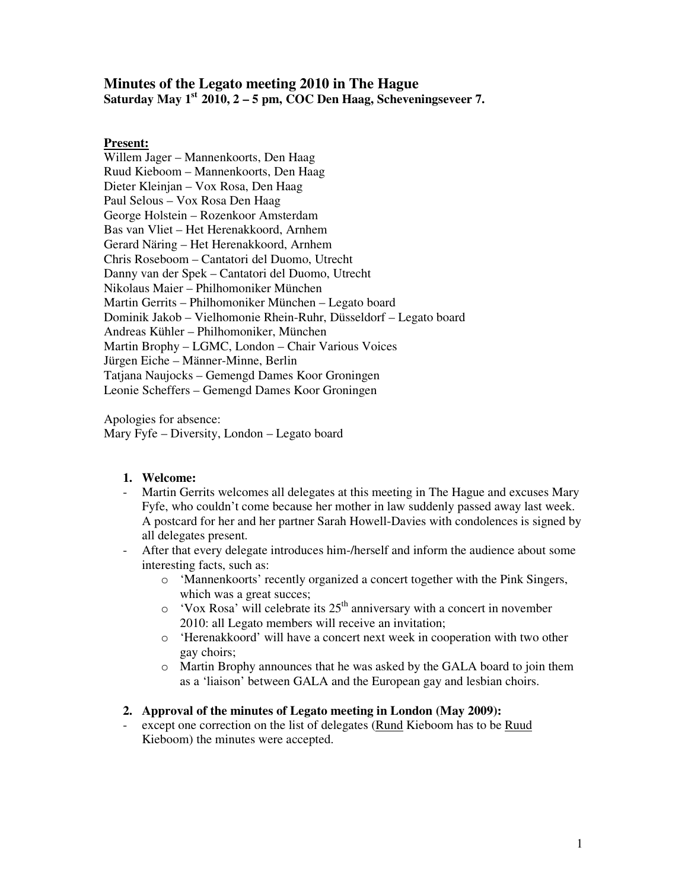# Minutes of the Legato meeting 2010 in The Hague

**Saturday May 1st 2010, 2 – 5 pm, COC Den Haag, Scheveningseveer 7.**

**Present:**

Willem Jager – Mannenkoorts, Den Haag
Ruud Kieboom – Mannenkoorts, Den Haag
Dieter Kleinjan – Vox Rosa, Den Haag
Paul Selous – Vox Rosa Den Haag
George Holstein – Rozenkoor Amsterdam
Bas van Vliet – Het Herenakkoord, Arnhem
Gerard Näring – Het Herenakkoord, Arnhem
Chris Roseboom – Cantatori del Duomo, Utrecht
Danny van der Spek – Cantatori del Duomo, Utrecht
Nikolaus Maier – Philhomoniker München
Martin Gerrits – Philhomoniker München – Legato board
Dominik Jakob – Vielhomonie Rhein-Ruhr, Düsseldorf – Legato board
Andreas Kühler – Philhomoniker, München
Martin Brophy – LGMC, London – Chair Various Voices
Jürgen Eiche – Männer-Minne, Berlin
Tatjana Naujocks – Gemengd Dames Koor Groningen
Leonie Scheffers – Gemengd Dames Koor Groningen

Apologies for absence:
Mary Fyfe – Diversity, London – Legato board

1. **Welcome:**
   - Martin Gerrits welcomes all delegates at this meeting in The Hague and excuses Mary Fyfe, who couldn't come because her mother in law suddenly passed away last week. A postcard for her and her partner Sarah Howell-Davies with condolences is signed by all delegates present.
   - After that every delegate introduces him-/herself and inform the audience about some interesting facts, such as:
     - 'Mannenkoorts' recently organized a concert together with the Pink Singers, which was a great succes;
     - 'Vox Rosa' will celebrate its 25th anniversary with a concert in november 2010: all Legato members will receive an invitation;
     - 'Herenakkoord' will have a concert next week in cooperation with two other gay choirs;
     - Martin Brophy announces that he was asked by the GALA board to join them as a 'liaison' between GALA and the European gay and lesbian choirs.

2. **Approval of the minutes of Legato meeting in London (May 2009):**
   - except one correction on the list of delegates (<u>Rund</u> Kieboom has to be <u>Ruud</u> Kieboom) the minutes were accepted.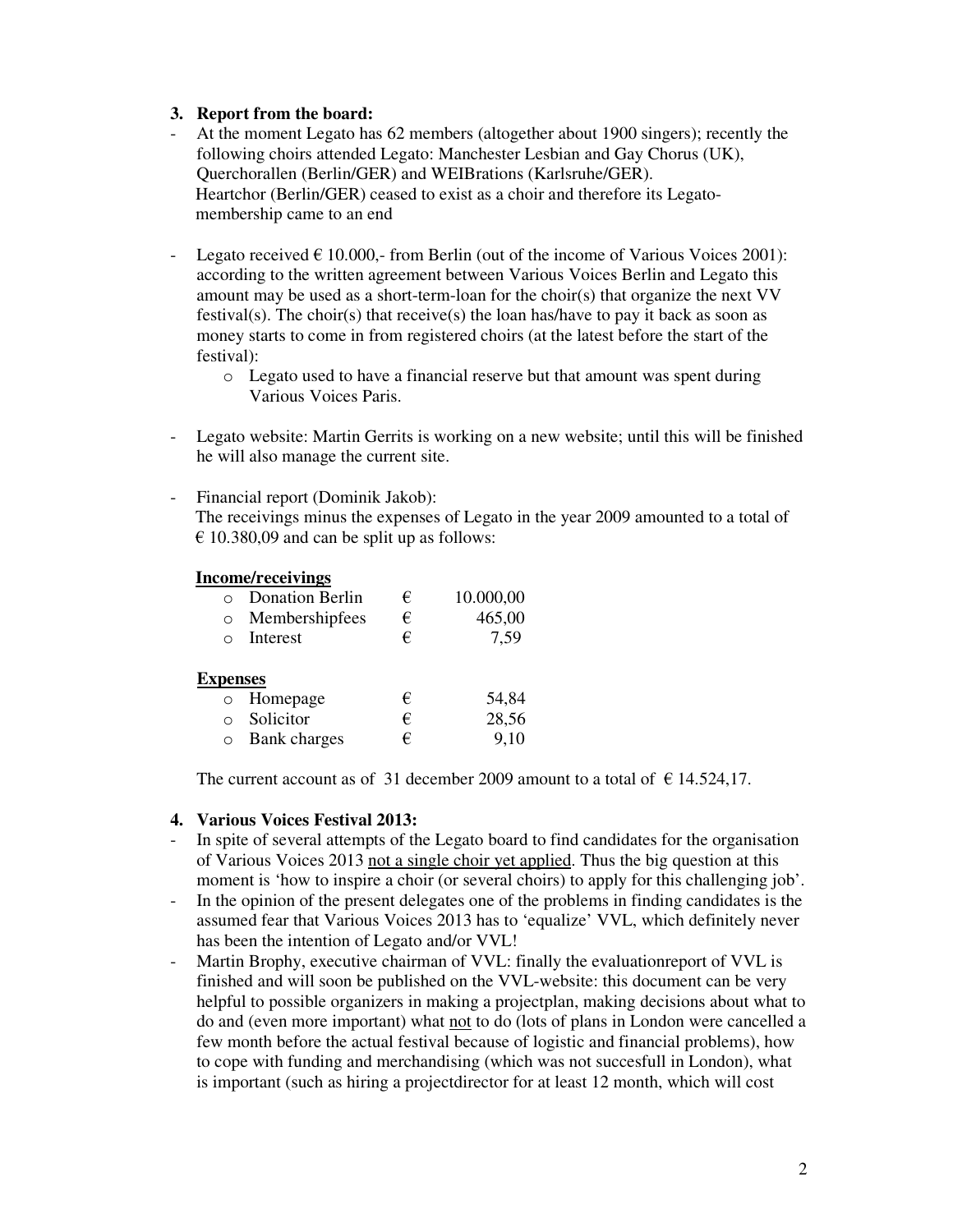### 3. Report from the board:

- At the moment Legato has 62 members (altogether about 1900 singers); recently the following choirs attended Legato: Manchester Lesbian and Gay Chorus (UK), Querchorallen (Berlin/GER) and WEIBrations (Karlsruhe/GER).
  Heartchor (Berlin/GER) ceased to exist as a choir and therefore its Legato-membership came to an end

- Legato received € 10.000,- from Berlin (out of the income of Various Voices 2001): according to the written agreement between Various Voices Berlin and Legato this amount may be used as a short-term-loan for the choir(s) that organize the next VV festival(s). The choir(s) that receive(s) the loan has/have to pay it back as soon as money starts to come in from registered choirs (at the latest before the start of the festival):
  - Legato used to have a financial reserve but that amount was spent during Various Voices Paris.

- Legato website: Martin Gerrits is working on a new website; until this will be finished he will also manage the current site.

- Financial report (Dominik Jakob):
  The receivings minus the expenses of Legato in the year 2009 amounted to a total of € 10.380,09 and can be split up as follows:

  **<u>Income/receivings</u>**

  | | | |
  |---|---|---|
  | Donation Berlin | € | 10.000,00 |
  | Membershipfees | € | 465,00 |
  | Interest | € | 7,59 |

  **<u>Expenses</u>**

  | | | |
  |---|---|---|
  | Homepage | € | 54,84 |
  | Solicitor | € | 28,56 |
  | Bank charges | € | 9,10 |

  The current account as of 31 december 2009 amount to a total of € 14.524,17.

### 4. Various Voices Festival 2013:

- In spite of several attempts of the Legato board to find candidates for the organisation of Various Voices 2013 <u>not a single choir yet applied</u>. Thus the big question at this moment is 'how to inspire a choir (or several choirs) to apply for this challenging job'.
- In the opinion of the present delegates one of the problems in finding candidates is the assumed fear that Various Voices 2013 has to 'equalize' VVL, which definitely never has been the intention of Legato and/or VVL!
- Martin Brophy, executive chairman of VVL: finally the evaluationreport of VVL is finished and will soon be published on the VVL-website: this document can be very helpful to possible organizers in making a projectplan, making decisions about what to do and (even more important) what <u>not</u> to do (lots of plans in London were cancelled a few month before the actual festival because of logistic and financial problems), how to cope with funding and merchandising (which was not succesfull in London), what is important (such as hiring a projectdirector for at least 12 month, which will cost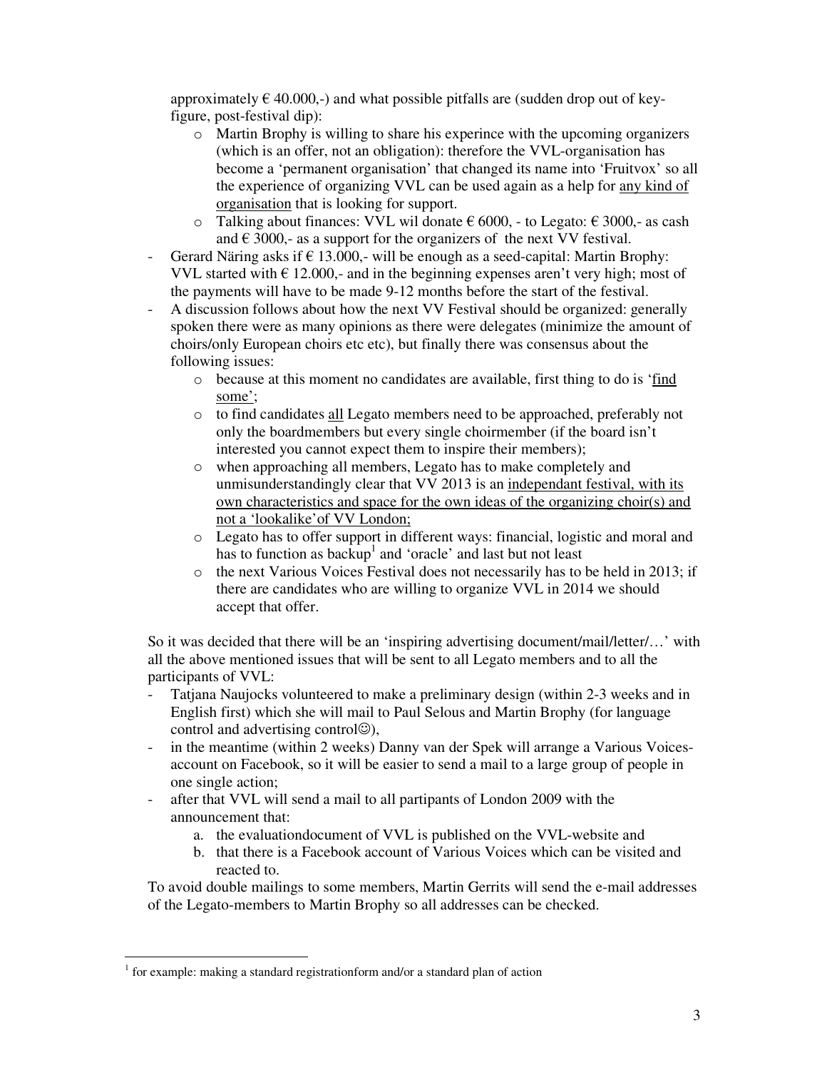approximately € 40.000,-) and what possible pitfalls are (sudden drop out of key-figure, post-festival dip):

- Martin Brophy is willing to share his experince with the upcoming organizers (which is an offer, not an obligation): therefore the VVL-organisation has become a 'permanent organisation' that changed its name into 'Fruitvox' so all the experience of organizing VVL can be used again as a help for <u>any kind of organisation</u> that is looking for support.
- Talking about finances: VVL wil donate € 6000, - to Legato: € 3000,- as cash and € 3000,- as a support for the organizers of the next VV festival.

- Gerard Näring asks if € 13.000,- will be enough as a seed-capital: Martin Brophy: VVL started with € 12.000,- and in the beginning expenses aren't very high; most of the payments will have to be made 9-12 months before the start of the festival.
- A discussion follows about how the next VV Festival should be organized: generally spoken there were as many opinions as there were delegates (minimize the amount of choirs/only European choirs etc etc), but finally there was consensus about the following issues:
  - because at this moment no candidates are available, first thing to do is '<u>find some</u>';
  - to find candidates <u>all</u> Legato members need to be approached, preferably not only the boardmembers but every single choirmember (if the board isn't interested you cannot expect them to inspire their members);
  - when approaching all members, Legato has to make completely and unmisunderstandingly clear that VV 2013 is an <u>independant festival, with its own characteristics and space for the own ideas of the organizing choir(s) and not a 'lookalike'of VV London;</u>
  - Legato has to offer support in different ways: financial, logistic and moral and has to function as backup[1] and 'oracle' and last but not least
  - the next Various Voices Festival does not necessarily has to be held in 2013; if there are candidates who are willing to organize VVL in 2014 we should accept that offer.

So it was decided that there will be an 'inspiring advertising document/mail/letter/…' with all the above mentioned issues that will be sent to all Legato members and to all the participants of VVL:

- Tatjana Naujocks volunteered to make a preliminary design (within 2-3 weeks and in English first) which she will mail to Paul Selous and Martin Brophy (for language control and advertising control☺),
- in the meantime (within 2 weeks) Danny van der Spek will arrange a Various Voices-account on Facebook, so it will be easier to send a mail to a large group of people in one single action;
- after that VVL will send a mail to all partipants of London 2009 with the announcement that:
  a. the evaluationdocument of VVL is published on the VVL-website and
  b. that there is a Facebook account of Various Voices which can be visited and reacted to.

To avoid double mailings to some members, Martin Gerrits will send the e-mail addresses of the Legato-members to Martin Brophy so all addresses can be checked.

[1] for example: making a standard registrationform and/or a standard plan of action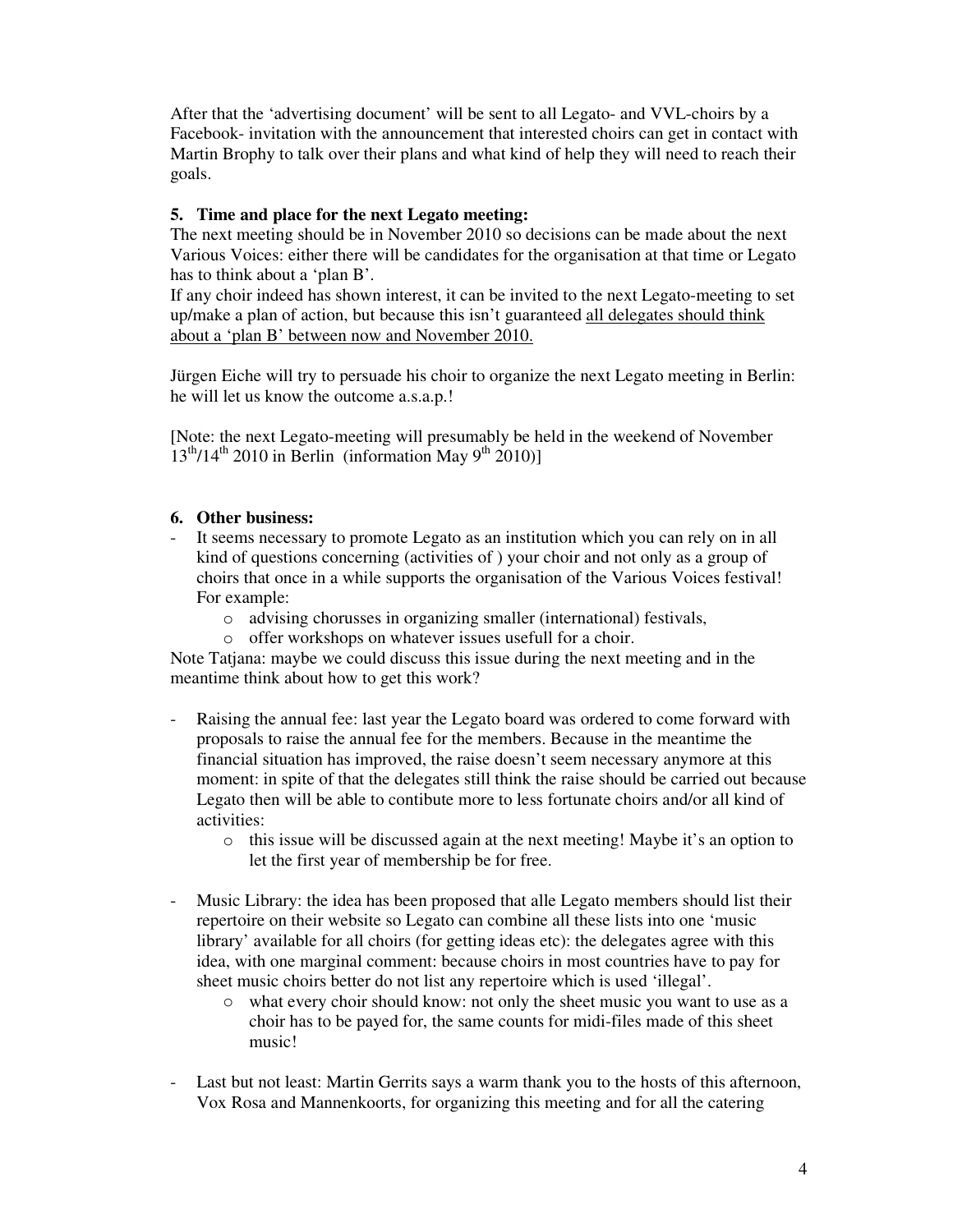After that the 'advertising document' will be sent to all Legato- and VVL-choirs by a Facebook- invitation with the announcement that interested choirs can get in contact with Martin Brophy to talk over their plans and what kind of help they will need to reach their goals.

**5. Time and place for the next Legato meeting:**

The next meeting should be in November 2010 so decisions can be made about the next Various Voices: either there will be candidates for the organisation at that time or Legato has to think about a 'plan B'.
If any choir indeed has shown interest, it can be invited to the next Legato-meeting to set up/make a plan of action, but because this isn't guaranteed <u>all delegates should think about a 'plan B' between now and November 2010.</u>

Jürgen Eiche will try to persuade his choir to organize the next Legato meeting in Berlin: he will let us know the outcome a.s.a.p.!

[Note: the next Legato-meeting will presumably be held in the weekend of November 13th/14th 2010 in Berlin (information May 9th 2010)]

**6. Other business:**

- It seems necessary to promote Legato as an institution which you can rely on in all kind of questions concerning (activities of ) your choir and not only as a group of choirs that once in a while supports the organisation of the Various Voices festival! For example:
    - advising chorusses in organizing smaller (international) festivals,
    - offer workshops on whatever issues usefull for a choir.

Note Tatjana: maybe we could discuss this issue during the next meeting and in the meantime think about how to get this work?

- Raising the annual fee: last year the Legato board was ordered to come forward with proposals to raise the annual fee for the members. Because in the meantime the financial situation has improved, the raise doesn't seem necessary anymore at this moment: in spite of that the delegates still think the raise should be carried out because Legato then will be able to contibute more to less fortunate choirs and/or all kind of activities:
    - this issue will be discussed again at the next meeting! Maybe it's an option to let the first year of membership be for free.

- Music Library: the idea has been proposed that alle Legato members should list their repertoire on their website so Legato can combine all these lists into one 'music library' available for all choirs (for getting ideas etc): the delegates agree with this idea, with one marginal comment: because choirs in most countries have to pay for sheet music choirs better do not list any repertoire which is used 'illegal'.
    - what every choir should know: not only the sheet music you want to use as a choir has to be payed for, the same counts for midi-files made of this sheet music!

- Last but not least: Martin Gerrits says a warm thank you to the hosts of this afternoon, Vox Rosa and Mannenkoorts, for organizing this meeting and for all the catering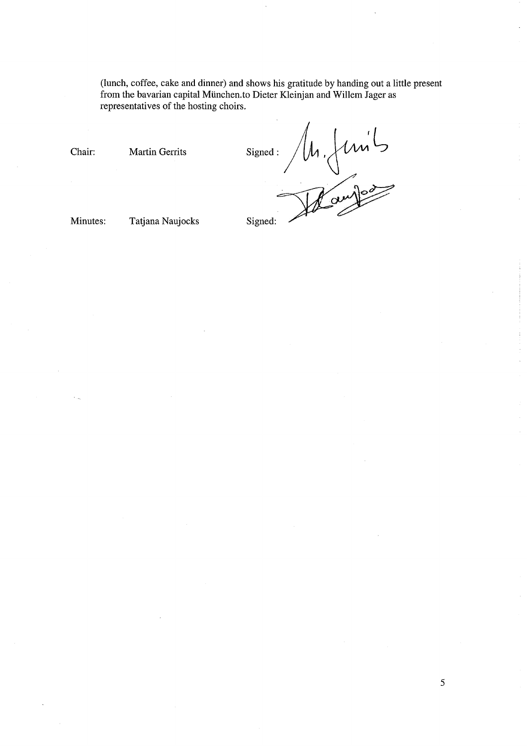(lunch, coffee, cake and dinner) and shows his gratitude by handing out a little present from the bavarian capital München.to Dieter Kleinjan and Willem Jager as representatives of the hosting choirs.

Chair: Martin Gerrits Signed :

Minutes: Tatjana Naujocks Signed: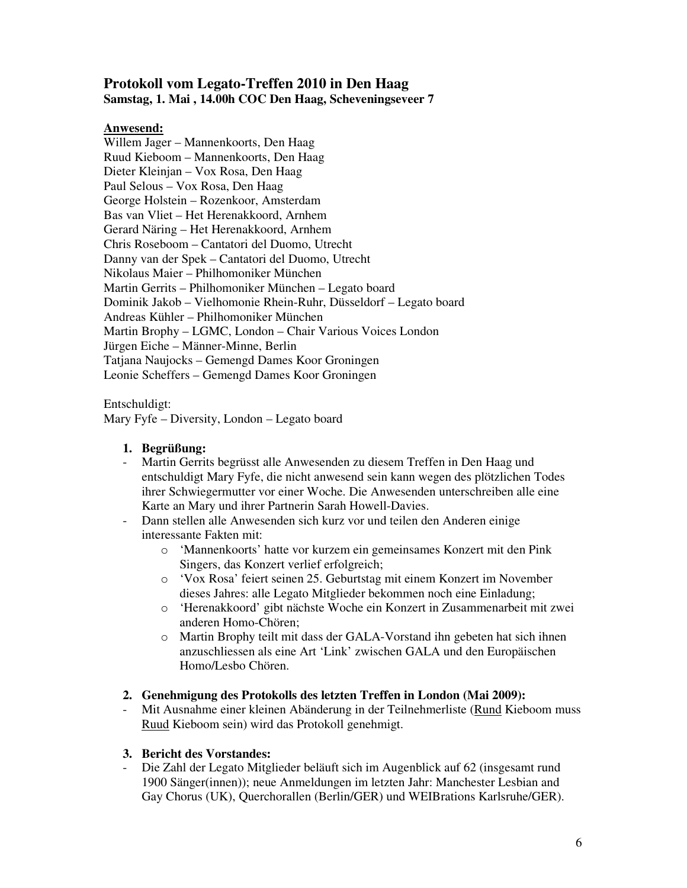## Protokoll vom Legato-Treffen 2010 in Den Haag
**Samstag, 1. Mai , 14.00h COC Den Haag, Scheveningseveer 7**

**Anwesend:**
Willem Jager – Mannenkoorts, Den Haag
Ruud Kieboom – Mannenkoorts, Den Haag
Dieter Kleinjan – Vox Rosa, Den Haag
Paul Selous – Vox Rosa, Den Haag
George Holstein – Rozenkoor, Amsterdam
Bas van Vliet – Het Herenakkoord, Arnhem
Gerard Näring – Het Herenakkoord, Arnhem
Chris Roseboom – Cantatori del Duomo, Utrecht
Danny van der Spek – Cantatori del Duomo, Utrecht
Nikolaus Maier – Philhomoniker München
Martin Gerrits – Philhomoniker München – Legato board
Dominik Jakob – Vielhomonie Rhein-Ruhr, Düsseldorf – Legato board
Andreas Kühler – Philhomoniker München
Martin Brophy – LGMC, London – Chair Various Voices London
Jürgen Eiche – Männer-Minne, Berlin
Tatjana Naujocks – Gemengd Dames Koor Groningen
Leonie Scheffers – Gemengd Dames Koor Groningen

Entschuldigt:
Mary Fyfe – Diversity, London – Legato board

1. **Begrüßung:**
   - Martin Gerrits begrüsst alle Anwesenden zu diesem Treffen in Den Haag und entschuldigt Mary Fyfe, die nicht anwesend sein kann wegen des plötzlichen Todes ihrer Schwiegermutter vor einer Woche. Die Anwesenden unterschreiben alle eine Karte an Mary und ihrer Partnerin Sarah Howell-Davies.
   - Dann stellen alle Anwesenden sich kurz vor und teilen den Anderen einige interessante Fakten mit:
     - 'Mannenkoorts' hatte vor kurzem ein gemeinsames Konzert mit den Pink Singers, das Konzert verlief erfolgreich;
     - 'Vox Rosa' feiert seinen 25. Geburtstag mit einem Konzert im November dieses Jahres: alle Legato Mitglieder bekommen noch eine Einladung;
     - 'Herenakkoord' gibt nächste Woche ein Konzert in Zusammenarbeit mit zwei anderen Homo-Chören;
     - Martin Brophy teilt mit dass der GALA-Vorstand ihn gebeten hat sich ihnen anzuschliessen als eine Art 'Link' zwischen GALA und den Europäischen Homo/Lesbo Chören.

2. **Genehmigung des Protokolls des letzten Treffen in London (Mai 2009):**
   - Mit Ausnahme einer kleinen Abänderung in der Teilnehmerliste (Rund Kieboom muss Ruud Kieboom sein) wird das Protokoll genehmigt.

3. **Bericht des Vorstandes:**
   - Die Zahl der Legato Mitglieder beläuft sich im Augenblick auf 62 (insgesamt rund 1900 Sänger(innen)); neue Anmeldungen im letzten Jahr: Manchester Lesbian and Gay Chorus (UK), Querchorallen (Berlin/GER) und WEIBrations Karlsruhe/GER).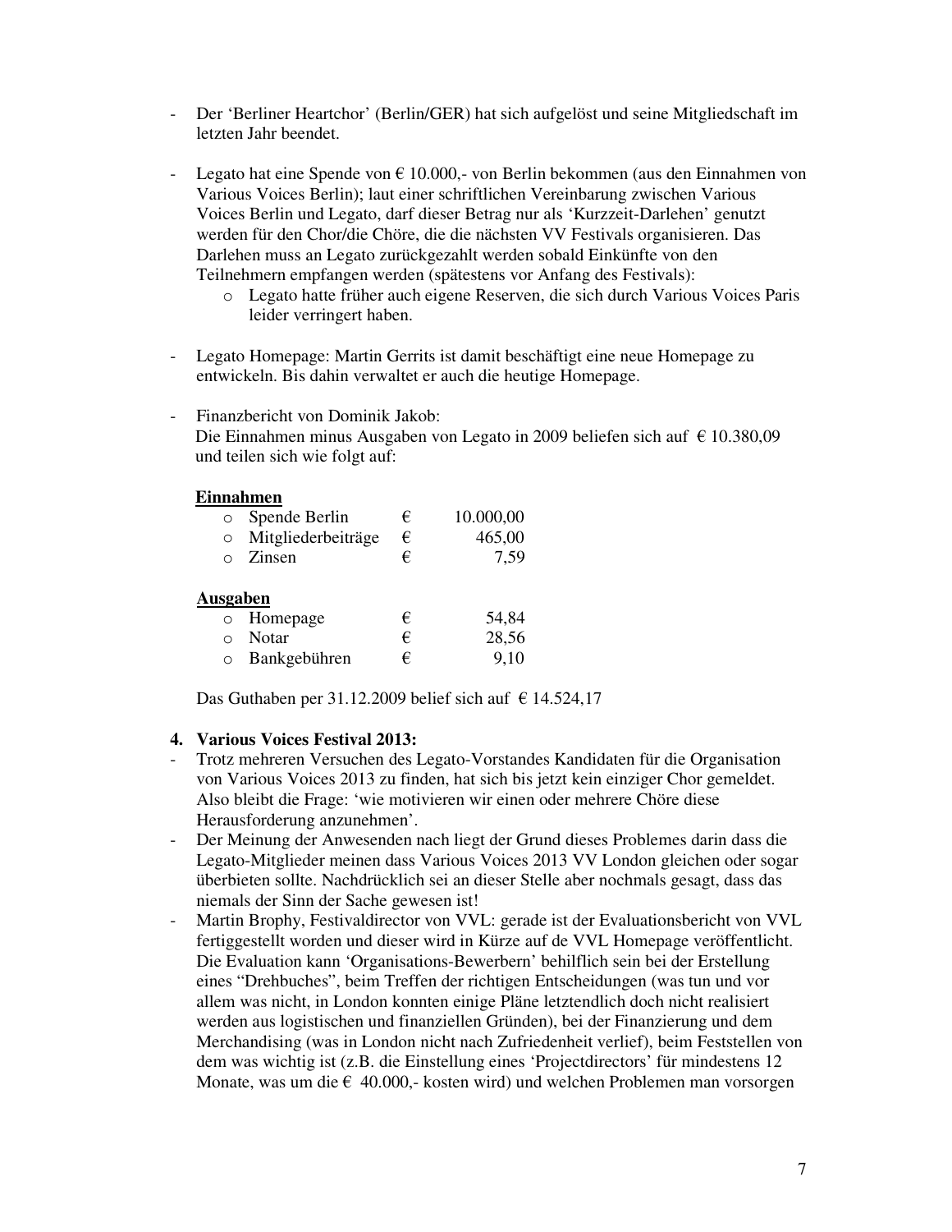- Der 'Berliner Heartchor' (Berlin/GER) hat sich aufgelöst und seine Mitgliedschaft im letzten Jahr beendet.

- Legato hat eine Spende von € 10.000,- von Berlin bekommen (aus den Einnahmen von Various Voices Berlin); laut einer schriftlichen Vereinbarung zwischen Various Voices Berlin und Legato, darf dieser Betrag nur als 'Kurzzeit-Darlehen' genutzt werden für den Chor/die Chöre, die die nächsten VV Festivals organisieren. Das Darlehen muss an Legato zurückgezahlt werden sobald Einkünfte von den Teilnehmern empfangen werden (spätestens vor Anfang des Festivals):
  - Legato hatte früher auch eigene Reserven, die sich durch Various Voices Paris leider verringert haben.

- Legato Homepage: Martin Gerrits ist damit beschäftigt eine neue Homepage zu entwickeln. Bis dahin verwaltet er auch die heutige Homepage.

- Finanzbericht von Dominik Jakob:
  Die Einnahmen minus Ausgaben von Legato in 2009 beliefen sich auf € 10.380,09 und teilen sich wie folgt auf:

  **<u>Einnahmen</u>**

  | | | |
  |---|---|---|
  | Spende Berlin | € | 10.000,00 |
  | Mitgliederbeiträge | € | 465,00 |
  | Zinsen | € | 7,59 |

  **<u>Ausgaben</u>**

  | | | |
  |---|---|---|
  | Homepage | € | 54,84 |
  | Notar | € | 28,56 |
  | Bankgebühren | € | 9,10 |

  Das Guthaben per 31.12.2009 belief sich auf € 14.524,17

**4. Various Voices Festival 2013:**

- Trotz mehreren Versuchen des Legato-Vorstandes Kandidaten für die Organisation von Various Voices 2013 zu finden, hat sich bis jetzt kein einziger Chor gemeldet. Also bleibt die Frage: 'wie motivieren wir einen oder mehrere Chöre diese Herausforderung anzunehmen'.
- Der Meinung der Anwesenden nach liegt der Grund dieses Problemes darin dass die Legato-Mitglieder meinen dass Various Voices 2013 VV London gleichen oder sogar überbieten sollte. Nachdrücklich sei an dieser Stelle aber nochmals gesagt, dass das niemals der Sinn der Sache gewesen ist!
- Martin Brophy, Festivaldirector von VVL: gerade ist der Evaluationsbericht von VVL fertiggestellt worden und dieser wird in Kürze auf de VVL Homepage veröffentlicht. Die Evaluation kann 'Organisations-Bewerbern' behilflich sein bei der Erstellung eines "Drehbuches", beim Treffen der richtigen Entscheidungen (was tun und vor allem was nicht, in London konnten einige Pläne letztendlich doch nicht realisiert werden aus logistischen und finanziellen Gründen), bei der Finanzierung und dem Merchandising (was in London nicht nach Zufriedenheit verlief), beim Feststellen von dem was wichtig ist (z.B. die Einstellung eines 'Projectdirectors' für mindestens 12 Monate, was um die € 40.000,- kosten wird) und welchen Problemen man vorsorgen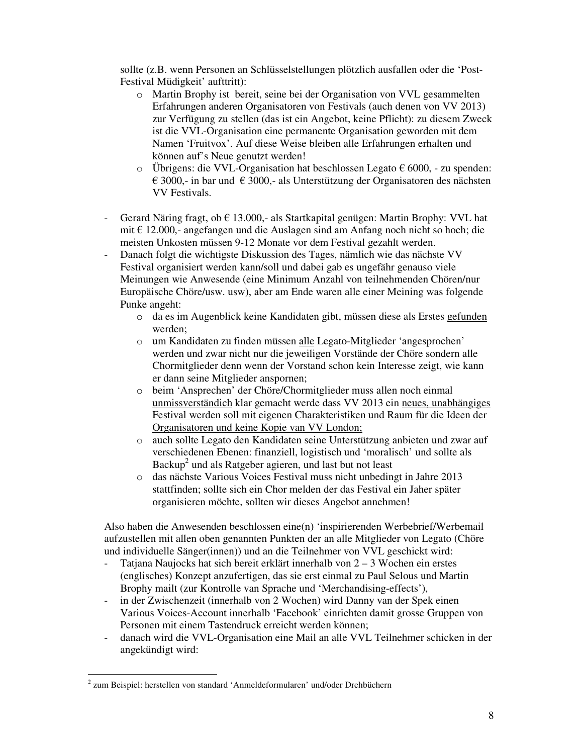sollte (z.B. wenn Personen an Schlüsselstellungen plötzlich ausfallen oder die 'Post-Festival Müdigkeit' auftritt):

- Martin Brophy ist bereit, seine bei der Organisation von VVL gesammelten Erfahrungen anderen Organisatoren von Festivals (auch denen von VV 2013) zur Verfügung zu stellen (das ist ein Angebot, keine Pflicht): zu diesem Zweck ist die VVL-Organisation eine permanente Organisation geworden mit dem Namen 'Fruitvox'. Auf diese Weise bleiben alle Erfahrungen erhalten und können auf's Neue genutzt werden!
- Übrigens: die VVL-Organisation hat beschlossen Legato € 6000, - zu spenden: € 3000,- in bar und € 3000,- als Unterstützung der Organisatoren des nächsten VV Festivals.

- Gerard Näring fragt, ob € 13.000,- als Startkapital genügen: Martin Brophy: VVL hat mit € 12.000,- angefangen und die Auslagen sind am Anfang noch nicht so hoch; die meisten Unkosten müssen 9-12 Monate vor dem Festival gezahlt werden.
- Danach folgt die wichtigste Diskussion des Tages, nämlich wie das nächste VV Festival organisiert werden kann/soll und dabei gab es ungefähr genauso viele Meinungen wie Anwesende (eine Minimum Anzahl von teilnehmenden Chören/nur Europäische Chöre/usw. usw), aber am Ende waren alle einer Meining was folgende Punke angeht:
  - da es im Augenblick keine Kandidaten gibt, müssen diese als Erstes gefunden werden;
  - um Kandidaten zu finden müssen alle Legato-Mitglieder 'angesprochen' werden und zwar nicht nur die jeweiligen Vorstände der Chöre sondern alle Chormitglieder denn wenn der Vorstand schon kein Interesse zeigt, wie kann er dann seine Mitglieder anspornen;
  - beim 'Ansprechen' der Chöre/Chormitglieder muss allen noch einmal unmissverständich klar gemacht werde dass VV 2013 ein neues, unabhängiges Festival werden soll mit eigenen Charakteristiken und Raum für die Ideen der Organisatoren und keine Kopie van VV London;
  - auch sollte Legato den Kandidaten seine Unterstützung anbieten und zwar auf verschiedenen Ebenen: finanziell, logistisch und 'moralisch' und sollte als Backup[2] und als Ratgeber agieren, und last but not least
  - das nächste Various Voices Festival muss nicht unbedingt in Jahre 2013 stattfinden; sollte sich ein Chor melden der das Festival ein Jaher später organisieren möchte, sollten wir dieses Angebot annehmen!

Also haben die Anwesenden beschlossen eine(n) 'inspirierenden Werbebrief/Werbemail aufzustellen mit allen oben genannten Punkten der an alle Mitglieder von Legato (Chöre und individuelle Sänger(innen)) und an die Teilnehmer von VVL geschickt wird:

- Tatjana Naujocks hat sich bereit erklärt innerhalb von 2 – 3 Wochen ein erstes (englisches) Konzept anzufertigen, das sie erst einmal zu Paul Selous und Martin Brophy mailt (zur Kontrolle van Sprache und 'Merchandising-effects'),
- in der Zwischenzeit (innerhalb von 2 Wochen) wird Danny van der Spek einen Various Voices-Account innerhalb 'Facebook' einrichten damit grosse Gruppen von Personen mit einem Tastendruck erreicht werden können;
- danach wird die VVL-Organisation eine Mail an alle VVL Teilnehmer schicken in der angekündigt wird:

[2] zum Beispiel: herstellen von standard 'Anmeldeformularen' und/oder Drehbüchern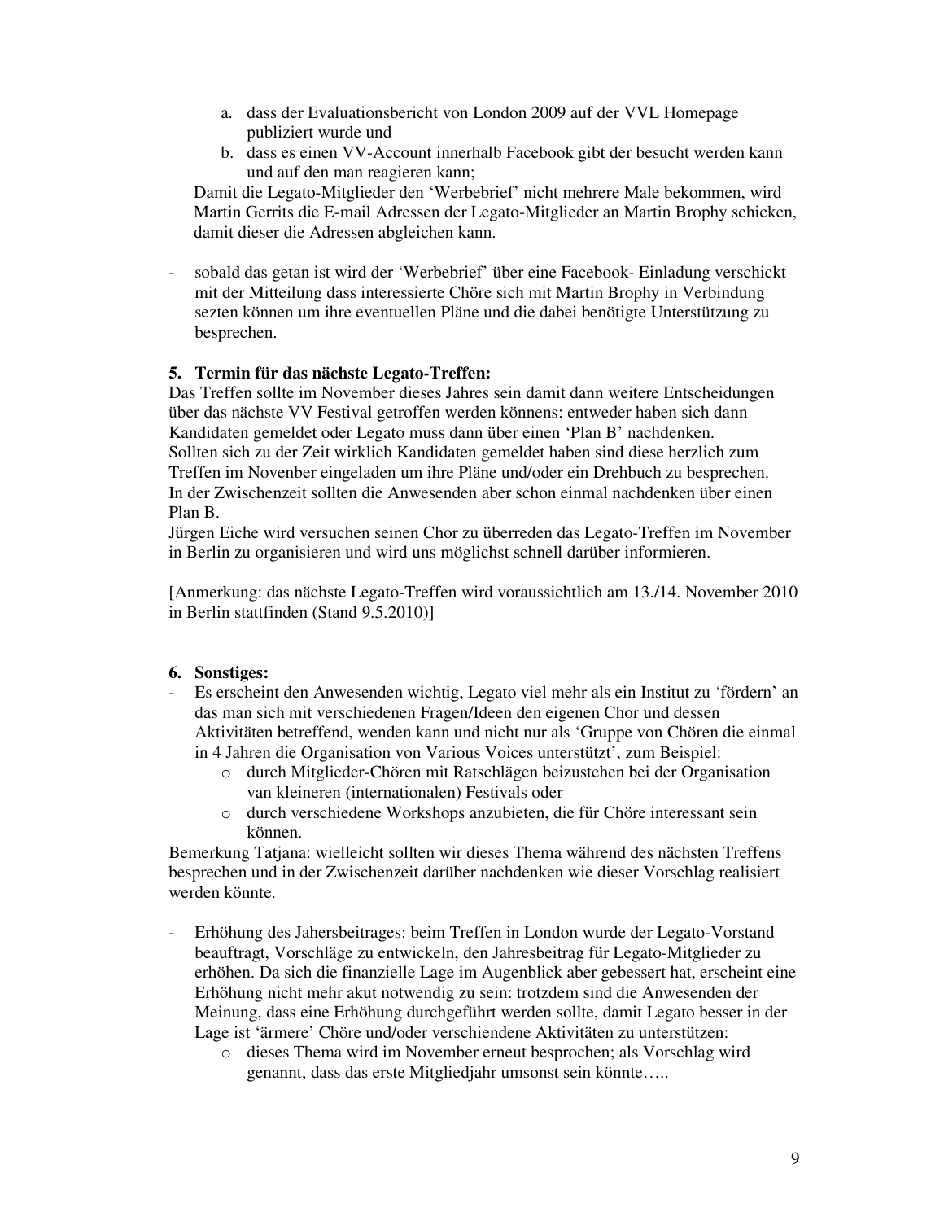a. dass der Evaluationsbericht von London 2009 auf der VVL Homepage publiziert wurde und
   b. dass es einen VV-Account innerhalb Facebook gibt der besucht werden kann und auf den man reagieren kann;

  Damit die Legato-Mitglieder den 'Werbebrief' nicht mehrere Male bekommen, wird Martin Gerrits die E-mail Adressen der Legato-Mitglieder an Martin Brophy schicken, damit dieser die Adressen abgleichen kann.

- sobald das getan ist wird der 'Werbebrief' über eine Facebook- Einladung verschickt mit der Mitteilung dass interessierte Chöre sich mit Martin Brophy in Verbindung sezten können um ihre eventuellen Pläne und die dabei benötigte Unterstützung zu besprechen.

**5. Termin für das nächste Legato-Treffen:**

Das Treffen sollte im November dieses Jahres sein damit dann weitere Entscheidungen über das nächste VV Festival getroffen werden könnens: entweder haben sich dann Kandidaten gemeldet oder Legato muss dann über einen 'Plan B' nachdenken.
Sollten sich zu der Zeit wirklich Kandidaten gemeldet haben sind diese herzlich zum Treffen im Novenber eingeladen um ihre Pläne und/oder ein Drehbuch zu besprechen.
In der Zwischenzeit sollten die Anwesenden aber schon einmal nachdenken über einen Plan B.
Jürgen Eiche wird versuchen seinen Chor zu überreden das Legato-Treffen im November in Berlin zu organisieren und wird uns möglichst schnell darüber informieren.

[Anmerkung: das nächste Legato-Treffen wird voraussichtlich am 13./14. November 2010 in Berlin stattfinden (Stand 9.5.2010)]

**6. Sonstiges:**

- Es erscheint den Anwesenden wichtig, Legato viel mehr als ein Institut zu 'fördern' an das man sich mit verschiedenen Fragen/Ideen den eigenen Chor und dessen Aktivitäten betreffend, wenden kann und nicht nur als 'Gruppe von Chören die einmal in 4 Jahren die Organisation von Various Voices unterstützt', zum Beispiel:
  - durch Mitglieder-Chören mit Ratschlägen beizustehen bei der Organisation van kleineren (internationalen) Festivals oder
  - durch verschiedene Workshops anzubieten, die für Chöre interessant sein können.

Bemerkung Tatjana: wielleicht sollten wir dieses Thema während des nächsten Treffens besprechen und in der Zwischenzeit darüber nachdenken wie dieser Vorschlag realisiert werden könnte.

- Erhöhung des Jahersbeitrages: beim Treffen in London wurde der Legato-Vorstand beauftragt, Vorschläge zu entwickeln, den Jahresbeitrag für Legato-Mitglieder zu erhöhen. Da sich die finanzielle Lage im Augenblick aber gebessert hat, erscheint eine Erhöhung nicht mehr akut notwendig zu sein: trotzdem sind die Anwesenden der Meinung, dass eine Erhöhung durchgeführt werden sollte, damit Legato besser in der Lage ist 'ärmere' Chöre und/oder verschiendene Aktivitäten zu unterstützen:
  - dieses Thema wird im November erneut besprochen; als Vorschlag wird genannt, dass das erste Mitgliedjahr umsonst sein könnte…..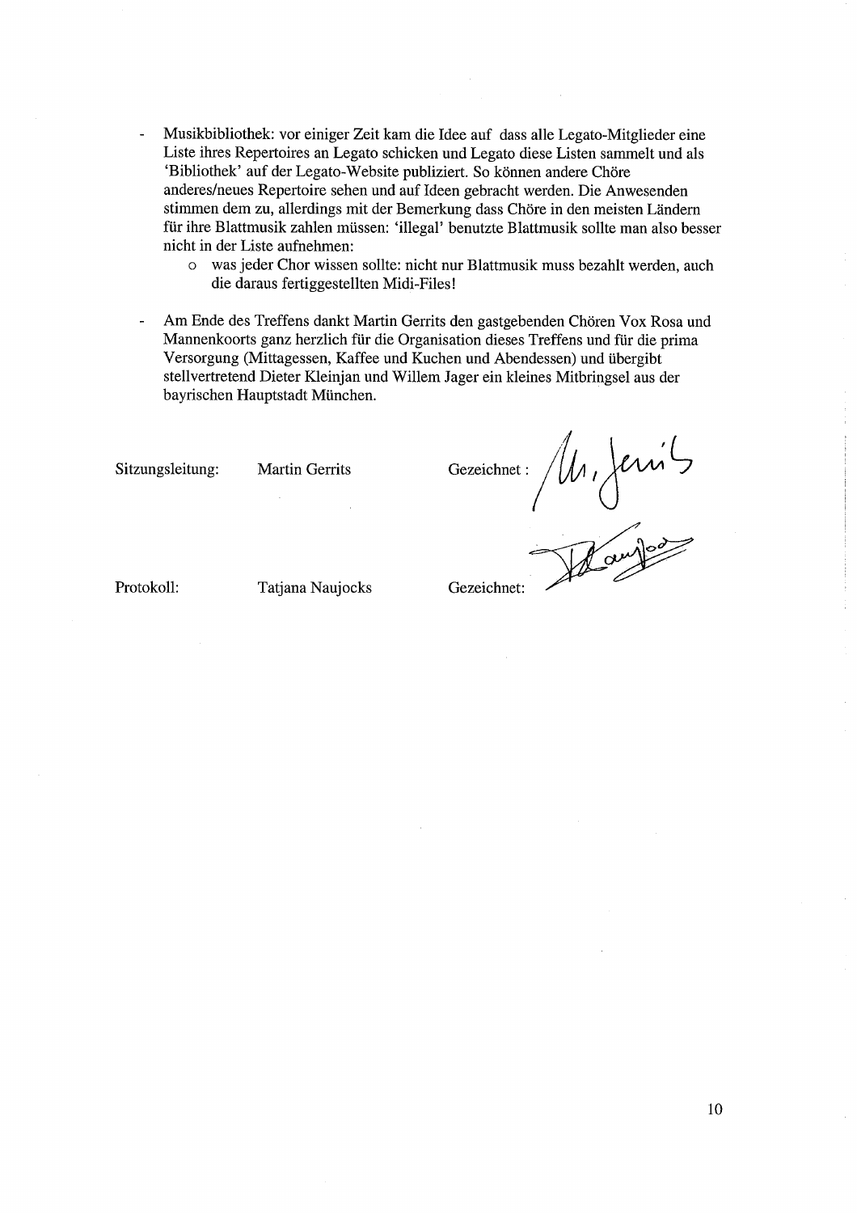- Musikbibliothek: vor einiger Zeit kam die Idee auf dass alle Legato-Mitglieder eine Liste ihres Repertoires an Legato schicken und Legato diese Listen sammelt und als 'Bibliothek' auf der Legato-Website publiziert. So können andere Chöre anderes/neues Repertoire sehen und auf Ideen gebracht werden. Die Anwesenden stimmen dem zu, allerdings mit der Bemerkung dass Chöre in den meisten Ländern für ihre Blattmusik zahlen müssen: 'illegal' benutzte Blattmusik sollte man also besser nicht in der Liste aufnehmen:
  - was jeder Chor wissen sollte: nicht nur Blattmusik muss bezahlt werden, auch die daraus fertiggestellten Midi-Files!

- Am Ende des Treffens dankt Martin Gerrits den gastgebenden Chören Vox Rosa und Mannenkoorts ganz herzlich für die Organisation dieses Treffens und für die prima Versorgung (Mittagessen, Kaffee und Kuchen und Abendessen) und übergibt stellvertretend Dieter Kleinjan und Willem Jager ein kleines Mitbringsel aus der bayrischen Hauptstadt München.

Sitzungsleitung: Martin Gerrits Gezeichnet :

Protokoll: Tatjana Naujocks Gezeichnet: